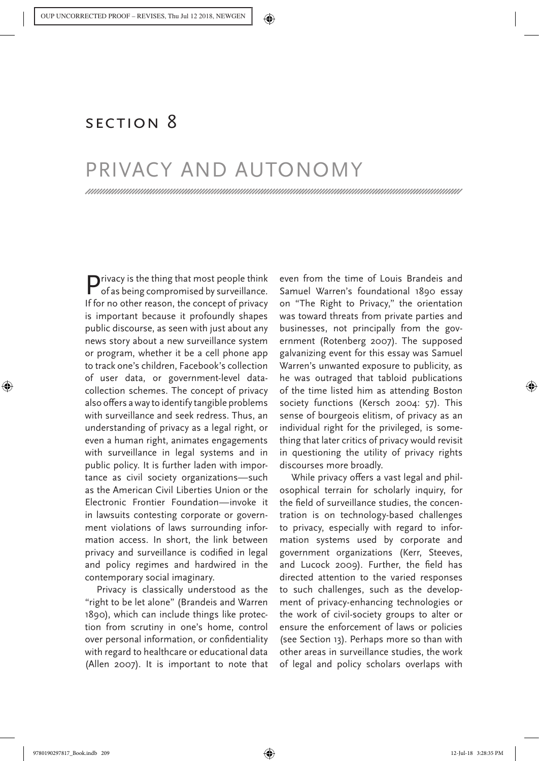# SECTION 8

# PRIVACY AND AUTONOMY

Privacy is the thing that most people think of as being compromised by surveillance. If for no other reason, the concept of privacy is important because it profoundly shapes public discourse, as seen with just about any news story about a new surveillance system or program, whether it be a cell phone app to track one's children, Facebook's collection of user data, or government-level data-collection schemes. The concept of privacy also offers a way to identify tangible problems with surveillance and seek redress. Thus, an understanding of privacy as a legal right, or even a human right, animates engagements with surveillance in legal systems and in public policy. It is further laden with importance as civil society organizations—such as the American Civil Liberties Union or the Electronic Frontier Foundation—invoke it in lawsuits contesting corporate or government violations of laws surrounding information access. In short, the link between privacy and surveillance is codified in legal and policy regimes and hardwired in the contemporary social imaginary.

Privacy is classically understood as the "right to be let alone" (Brandeis and Warren 1890), which can include things like protection from scrutiny in one's home, control over personal information, or confidentiality with regard to healthcare or educational data (Allen 2007). It is important to note that even from the time of Louis Brandeis and Samuel Warren's foundational 1890 essay on "The Right to Privacy," the orientation was toward threats from private parties and businesses, not principally from the government (Rotenberg 2007). The supposed galvanizing event for this essay was Samuel Warren's unwanted exposure to publicity, as he was outraged that tabloid publications of the time listed him as attending Boston society functions (Kersch 2004: 57). This sense of bourgeois elitism, of privacy as an individual right for the privileged, is something that later critics of privacy would revisit in questioning the utility of privacy rights discourses more broadly.

While privacy offers a vast legal and philosophical terrain for scholarly inquiry, for the field of surveillance studies, the concentration is on technology-based challenges to privacy, especially with regard to information systems used by corporate and government organizations (Kerr, Steeves, and Lucock 2009). Further, the field has directed attention to the varied responses to such challenges, such as the development of privacy-enhancing technologies or the work of civil-society groups to alter or ensure the enforcement of laws or policies (see Section 13). Perhaps more so than with other areas in surveillance studies, the work of legal and policy scholars overlaps with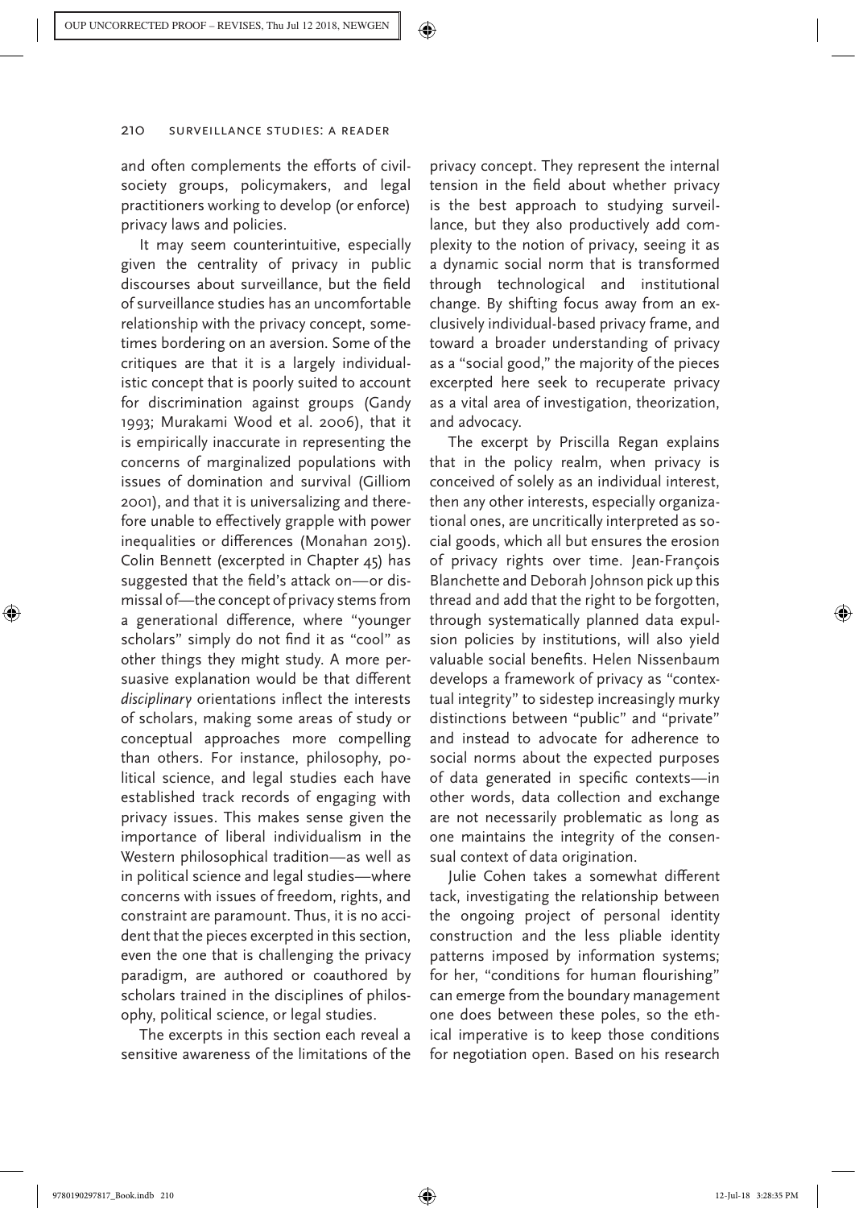and often complements the efforts of civil-society groups, policymakers, and legal practitioners working to develop (or enforce) privacy laws and policies.

It may seem counterintuitive, especially given the centrality of privacy in public discourses about surveillance, but the field of surveillance studies has an uncomfortable relationship with the privacy concept, sometimes bordering on an aversion. Some of the critiques are that it is a largely individualistic concept that is poorly suited to account for discrimination against groups (Gandy 1993; Murakami Wood et al. 2006), that it is empirically inaccurate in representing the concerns of marginalized populations with issues of domination and survival (Gilliom 2001), and that it is universalizing and therefore unable to effectively grapple with power inequalities or differences (Monahan 2015). Colin Bennett (excerpted in Chapter 45) has suggested that the field's attack on—or dismissal of—the concept of privacy stems from a generational difference, where "younger scholars" simply do not find it as "cool" as other things they might study. A more persuasive explanation would be that different *disciplinary* orientations inflect the interests of scholars, making some areas of study or conceptual approaches more compelling than others. For instance, philosophy, political science, and legal studies each have established track records of engaging with privacy issues. This makes sense given the importance of liberal individualism in the Western philosophical tradition—as well as in political science and legal studies—where concerns with issues of freedom, rights, and constraint are paramount. Thus, it is no accident that the pieces excerpted in this section, even the one that is challenging the privacy paradigm, are authored or coauthored by scholars trained in the disciplines of philosophy, political science, or legal studies.

The excerpts in this section each reveal a sensitive awareness of the limitations of the privacy concept. They represent the internal tension in the field about whether privacy is the best approach to studying surveillance, but they also productively add complexity to the notion of privacy, seeing it as a dynamic social norm that is transformed through technological and institutional change. By shifting focus away from an exclusively individual-based privacy frame, and toward a broader understanding of privacy as a "social good," the majority of the pieces excerpted here seek to recuperate privacy as a vital area of investigation, theorization, and advocacy.

The excerpt by Priscilla Regan explains that in the policy realm, when privacy is conceived of solely as an individual interest, then any other interests, especially organizational ones, are uncritically interpreted as social goods, which all but ensures the erosion of privacy rights over time. Jean-François Blanchette and Deborah Johnson pick up this thread and add that the right to be forgotten, through systematically planned data expulsion policies by institutions, will also yield valuable social benefits. Helen Nissenbaum develops a framework of privacy as "contextual integrity" to sidestep increasingly murky distinctions between "public" and "private" and instead to advocate for adherence to social norms about the expected purposes of data generated in specific contexts—in other words, data collection and exchange are not necessarily problematic as long as one maintains the integrity of the consensual context of data origination.

Julie Cohen takes a somewhat different tack, investigating the relationship between the ongoing project of personal identity construction and the less pliable identity patterns imposed by information systems; for her, "conditions for human flourishing" can emerge from the boundary management one does between these poles, so the ethical imperative is to keep those conditions for negotiation open. Based on his research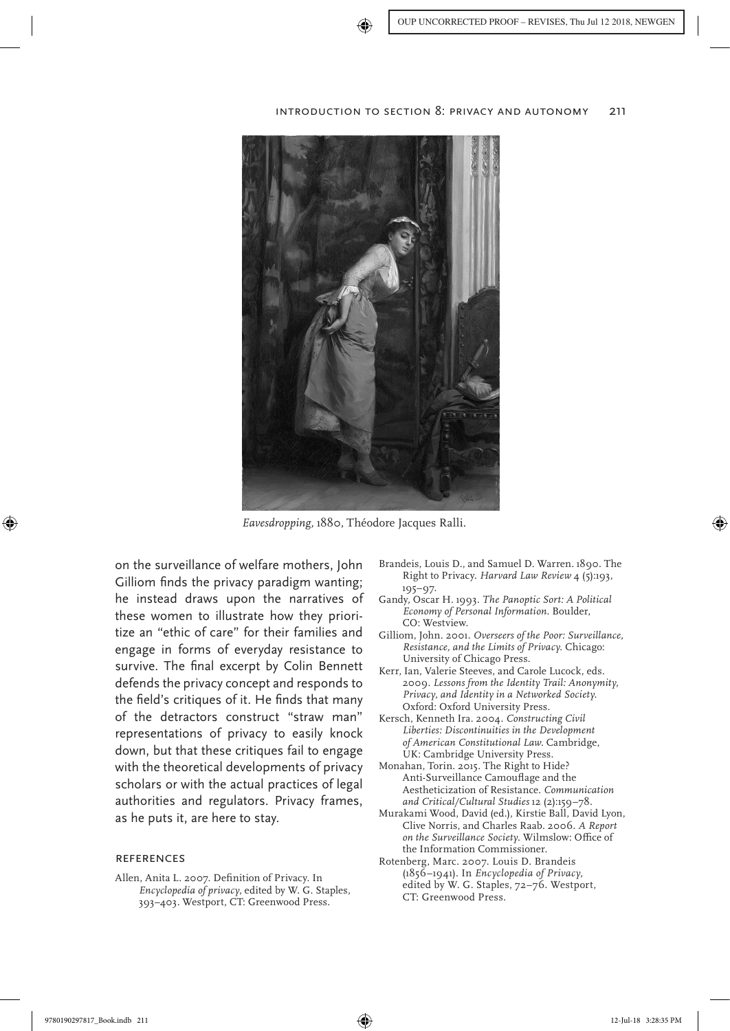*Eavesdropping*, 1880, Théodore Jacques Ralli.

on the surveillance of welfare mothers, John Gilliom finds the privacy paradigm wanting; he instead draws upon the narratives of these women to illustrate how they prioritize an "ethic of care" for their families and engage in forms of everyday resistance to survive. The final excerpt by Colin Bennett defends the privacy concept and responds to the field's critiques of it. He finds that many of the detractors construct "straw man" representations of privacy to easily knock down, but that these critiques fail to engage with the theoretical developments of privacy scholars or with the actual practices of legal authorities and regulators. Privacy frames, as he puts it, are here to stay.

## REFERENCES

Allen, Anita L. 2007. Definition of Privacy. In *Encyclopedia of privacy*, edited by W. G. Staples, 393–403. Westport, CT: Greenwood Press.

Brandeis, Louis D., and Samuel D. Warren. 1890. The Right to Privacy. *Harvard Law Review* 4 (5):193, 195–97.

Gandy, Oscar H. 1993. *The Panoptic Sort: A Political Economy of Personal Information*. Boulder, CO: Westview.

Gilliom, John. 2001. *Overseers of the Poor: Surveillance, Resistance, and the Limits of Privacy*. Chicago: University of Chicago Press.

Kerr, Ian, Valerie Steeves, and Carole Lucock, eds. 2009. *Lessons from the Identity Trail: Anonymity, Privacy, and Identity in a Networked Society*. Oxford: Oxford University Press.

Kersch, Kenneth Ira. 2004. *Constructing Civil Liberties: Discontinuities in the Development of American Constitutional Law*. Cambridge, UK: Cambridge University Press.

Monahan, Torin. 2015. The Right to Hide? Anti-Surveillance Camouflage and the Aestheticization of Resistance. *Communication and Critical/Cultural Studies* 12 (2):159–78.

Murakami Wood, David (ed.), Kirstie Ball, David Lyon, Clive Norris, and Charles Raab. 2006. *A Report on the Surveillance Society*. Wilmslow: Office of the Information Commissioner.

Rotenberg, Marc. 2007. Louis D. Brandeis (1856–1941). In *Encyclopedia of Privacy*, edited by W. G. Staples, 72–76. Westport, CT: Greenwood Press.